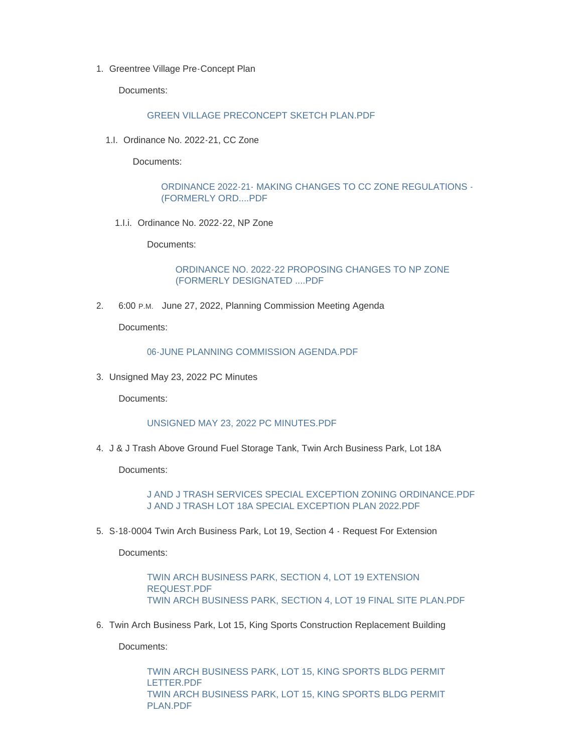1. Greentree Village Pre-Concept Plan

   Documents:

   GREEN VILLAGE PRECONCEPT SKETCH PLAN.PDF

   1.I. Ordinance No. 2022-21, CC Zone

   Documents:

   ORDINANCE 2022-21- MAKING CHANGES TO CC ZONE REGULATIONS - (FORMERLY ORD....PDF

   1.I.i. Ordinance No. 2022-22, NP Zone

   Documents:

   ORDINANCE NO. 2022-22 PROPOSING CHANGES TO NP ZONE (FORMERLY DESIGNATED ....PDF

2. 6:00 P.M. June 27, 2022, Planning Commission Meeting Agenda

   Documents:

   06-JUNE PLANNING COMMISSION AGENDA.PDF

3. Unsigned May 23, 2022 PC Minutes

   Documents:

   UNSIGNED MAY 23, 2022 PC MINUTES.PDF

4. J & J Trash Above Ground Fuel Storage Tank, Twin Arch Business Park, Lot 18A

   Documents:

   J AND J TRASH SERVICES SPECIAL EXCEPTION ZONING ORDINANCE.PDF
   J AND J TRASH LOT 18A SPECIAL EXCEPTION PLAN 2022.PDF

5. S-18-0004 Twin Arch Business Park, Lot 19, Section 4 - Request For Extension

   Documents:

   TWIN ARCH BUSINESS PARK, SECTION 4, LOT 19 EXTENSION REQUEST.PDF
   TWIN ARCH BUSINESS PARK, SECTION 4, LOT 19 FINAL SITE PLAN.PDF

6. Twin Arch Business Park, Lot 15, King Sports Construction Replacement Building

   Documents:

   TWIN ARCH BUSINESS PARK, LOT 15, KING SPORTS BLDG PERMIT LETTER.PDF
   TWIN ARCH BUSINESS PARK, LOT 15, KING SPORTS BLDG PERMIT PLAN.PDF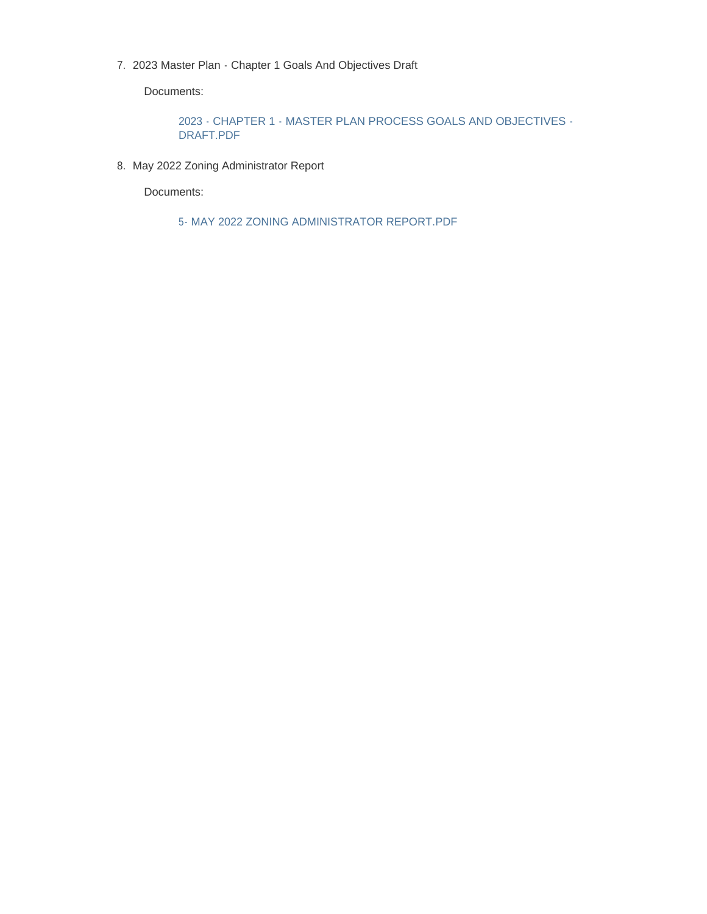7. 2023 Master Plan - Chapter 1 Goals And Objectives Draft

   Documents:

   2023 - CHAPTER 1 - MASTER PLAN PROCESS GOALS AND OBJECTIVES - DRAFT.PDF

8. May 2022 Zoning Administrator Report

   Documents:

   5- MAY 2022 ZONING ADMINISTRATOR REPORT.PDF